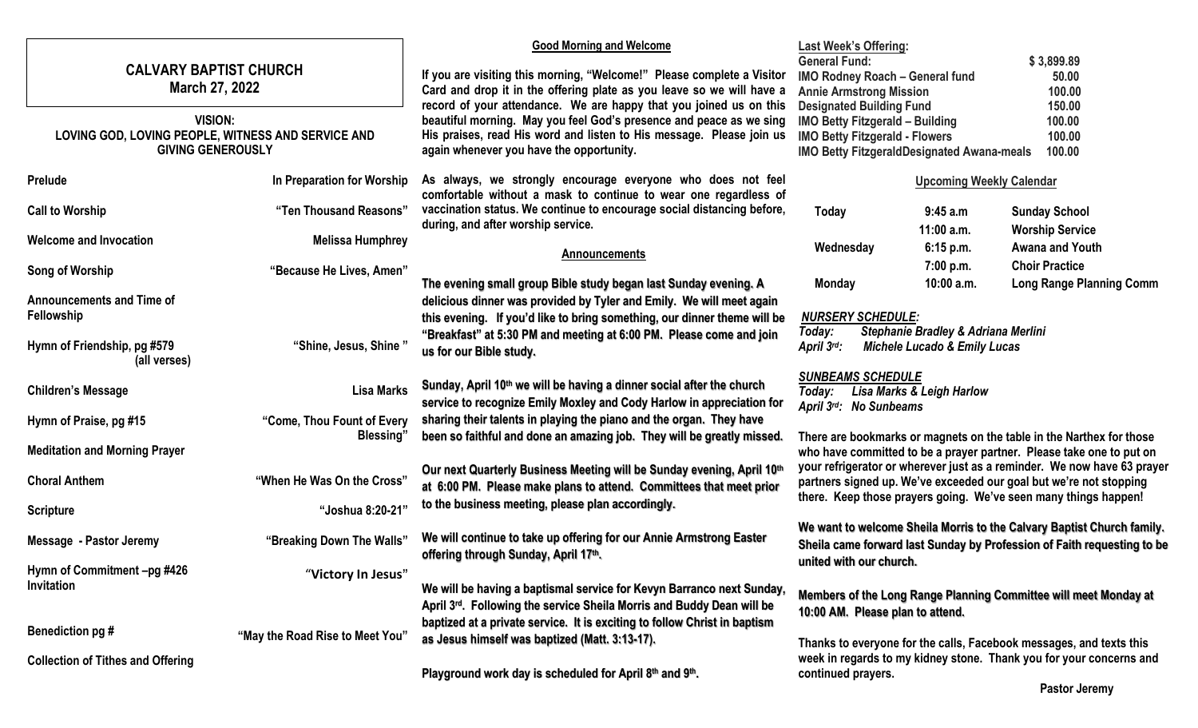# CALVARY BAPTIST CHURCH

**March 27, 2022**

**VISION:**
**LOVING GOD, LOVING PEOPLE, WITNESS AND SERVICE AND GIVING GENEROUSLY**

| | |
|---|---|
| **Prelude** | **In Preparation for Worship** |
| **Call to Worship** | **"Ten Thousand Reasons"** |
| **Welcome and Invocation** | **Melissa Humphrey** |
| **Song of Worship** | **"Because He Lives, Amen"** |
| **Announcements and Time of Fellowship** | |
| **Hymn of Friendship, pg #579 (all verses)** | **"Shine, Jesus, Shine "** |
| **Children's Message** | **Lisa Marks** |
| **Hymn of Praise, pg #15** | **"Come, Thou Fount of Every Blessing"** |
| **Meditation and Morning Prayer** | |
| **Choral Anthem** | **"When He Was On the Cross"** |
| **Scripture** | **"Joshua 8:20-21"** |
| **Message - Pastor Jeremy** | **"Breaking Down The Walls"** |
| **Hymn of Commitment –pg #426 Invitation** | **"Victory In Jesus"** |
| **Benediction pg #** | **"May the Road Rise to Meet You"** |
| **Collection of Tithes and Offering** | |

## Good Morning and Welcome

**If you are visiting this morning, "Welcome!" Please complete a Visitor Card and drop it in the offering plate as you leave so we will have a record of your attendance. We are happy that you joined us on this beautiful morning. May you feel God's presence and peace as we sing His praises, read His word and listen to His message. Please join us again whenever you have the opportunity.**

**As always, we strongly encourage everyone who does not feel comfortable without a mask to continue to wear one regardless of vaccination status. We continue to encourage social distancing before, during, and after worship service.**

## Announcements

**The evening small group Bible study began last Sunday evening. A delicious dinner was provided by Tyler and Emily. We will meet again this evening. If you'd like to bring something, our dinner theme will be "Breakfast" at 5:30 PM and meeting at 6:00 PM. Please come and join us for our Bible study.**

**Sunday, April 10th we will be having a dinner social after the church service to recognize Emily Moxley and Cody Harlow in appreciation for sharing their talents in playing the piano and the organ. They have been so faithful and done an amazing job. They will be greatly missed.**

**Our next Quarterly Business Meeting will be Sunday evening, April 10th at 6:00 PM. Please make plans to attend. Committees that meet prior to the business meeting, please plan accordingly.**

**We will continue to take up offering for our Annie Armstrong Easter offering through Sunday, April 17th.**

**We will be having a baptismal service for Kevyn Barranco next Sunday, April 3rd. Following the service Sheila Morris and Buddy Dean will be baptized at a private service. It is exciting to follow Christ in baptism as Jesus himself was baptized (Matt. 3:13-17).**

**Playground work day is scheduled for April 8th and 9th.**

**Last Week's Offering:**

| | |
|---|---|
| **General Fund:** | **$ 3,899.89** |
| **IMO Rodney Roach – General fund** | **50.00** |
| **Annie Armstrong Mission** | **100.00** |
| **Designated Building Fund** | **150.00** |
| **IMO Betty Fitzgerald – Building** | **100.00** |
| **IMO Betty Fitzgerald - Flowers** | **100.00** |
| **IMO Betty FitzgeraldDesignated Awana-meals** | **100.00** |

## Upcoming Weekly Calendar

| | | |
|---|---|---|
| **Today** | **9:45 a.m** | **Sunday School** |
| | **11:00 a.m.** | **Worship Service** |
| **Wednesday** | **6:15 p.m.** | **Awana and Youth** |
| | **7:00 p.m.** | **Choir Practice** |
| **Monday** | **10:00 a.m.** | **Long Range Planning Comm** |

***NURSERY SCHEDULE:***
***Today:*** ***Stephanie Bradley & Adriana Merlini***
***April 3rd:*** ***Michele Lucado & Emily Lucas***

***SUNBEAMS SCHEDULE***
***Today:*** ***Lisa Marks & Leigh Harlow***
***April 3rd:*** ***No Sunbeams***

**There are bookmarks or magnets on the table in the Narthex for those who have committed to be a prayer partner. Please take one to put on your refrigerator or wherever just as a reminder. We now have 63 prayer partners signed up. We've exceeded our goal but we're not stopping there. Keep those prayers going. We've seen many things happen!**

**We want to welcome Sheila Morris to the Calvary Baptist Church family. Sheila came forward last Sunday by Profession of Faith requesting to be united with our church.**

**Members of the Long Range Planning Committee will meet Monday at 10:00 AM. Please plan to attend.**

**Thanks to everyone for the calls, Facebook messages, and texts this week in regards to my kidney stone. Thank you for your concerns and continued prayers.**

**Pastor Jeremy**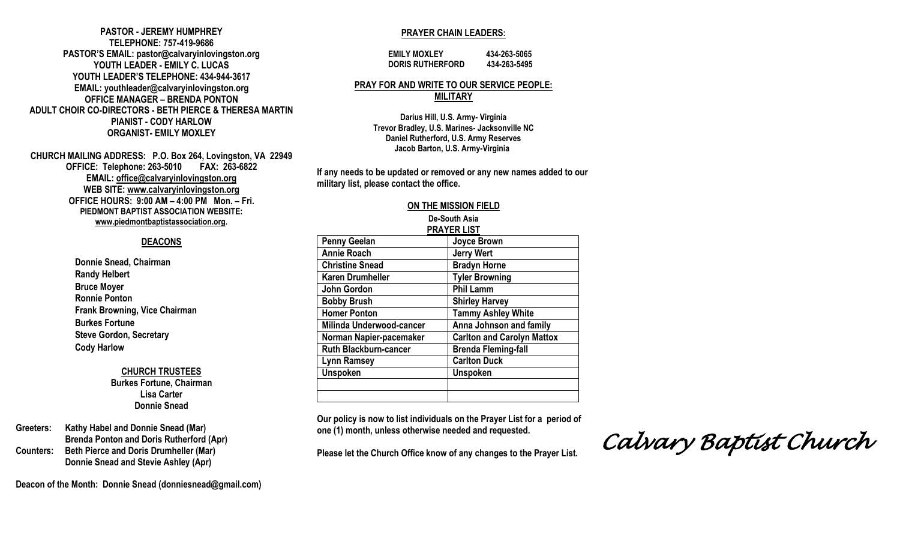**PASTOR - JEREMY HUMPHREY**
**TELEPHONE: 757-419-9686**
**PASTOR'S EMAIL: pastor@calvaryinlovingston.org**
**YOUTH LEADER - EMILY C. LUCAS**
**YOUTH LEADER'S TELEPHONE: 434-944-3617**
**EMAIL: youthleader@calvaryinlovingston.org**
**OFFICE MANAGER – BRENDA PONTON**
**ADULT CHOIR CO-DIRECTORS - BETH PIERCE & THERESA MARTIN**
**PIANIST - CODY HARLOW**
**ORGANIST- EMILY MOXLEY**

**CHURCH MAILING ADDRESS: P.O. Box 264, Lovingston, VA 22949**
**OFFICE: Telephone: 263-5010 FAX: 263-6822**
**EMAIL: office@calvaryinlovingston.org**
**WEB SITE: www.calvaryinlovingston.org**
**OFFICE HOURS: 9:00 AM – 4:00 PM Mon. – Fri.**
**PIEDMONT BAPTIST ASSOCIATION WEBSITE:**
**www.piedmontbaptistassociation.org.**

## DEACONS

- Donnie Snead, Chairman
- Randy Helbert
- Bruce Moyer
- Ronnie Ponton
- Frank Browning, Vice Chairman
- Burkes Fortune
- Steve Gordon, Secretary
- Cody Harlow

## CHURCH TRUSTEES

Burkes Fortune, Chairman
Lisa Carter
Donnie Snead

**Greeters:** Kathy Habel and Donnie Snead (Mar)
Brenda Ponton and Doris Rutherford (Apr)
**Counters:** Beth Pierce and Doris Drumheller (Mar)
Donnie Snead and Stevie Ashley (Apr)

**Deacon of the Month: Donnie Snead (donniesnead@gmail.com)**

## PRAYER CHAIN LEADERS:

EMILY MOXLEY 434-263-5065
DORIS RUTHERFORD 434-263-5495

## PRAY FOR AND WRITE TO OUR SERVICE PEOPLE:
## MILITARY

Darius Hill, U.S. Army- Virginia
Trevor Bradley, U.S. Marines- Jacksonville NC
Daniel Rutherford, U.S. Army Reserves
Jacob Barton, U.S. Army-Virginia

**If any needs to be updated or removed or any new names added to our military list, please contact the office.**

## ON THE MISSION FIELD

De-South Asia

## PRAYER LIST

| | |
|---|---|
| Penny Geelan | Joyce Brown |
| Annie Roach | Jerry Wert |
| Christine Snead | Bradyn Horne |
| Karen Drumheller | Tyler Browning |
| John Gordon | Phil Lamm |
| Bobby Brush | Shirley Harvey |
| Homer Ponton | Tammy Ashley White |
| Milinda Underwood-cancer | Anna Johnson and family |
| Norman Napier-pacemaker | Carlton and Carolyn Mattox |
| Ruth Blackburn-cancer | Brenda Fleming-fall |
| Lynn Ramsey | Carlton Duck |
| Unspoken | Unspoken |
| | |
| | |

**Our policy is now to list individuals on the Prayer List for a period of one (1) month, unless otherwise needed and requested.**

**Please let the Church Office know of any changes to the Prayer List.**

# *Calvary Baptist Church*